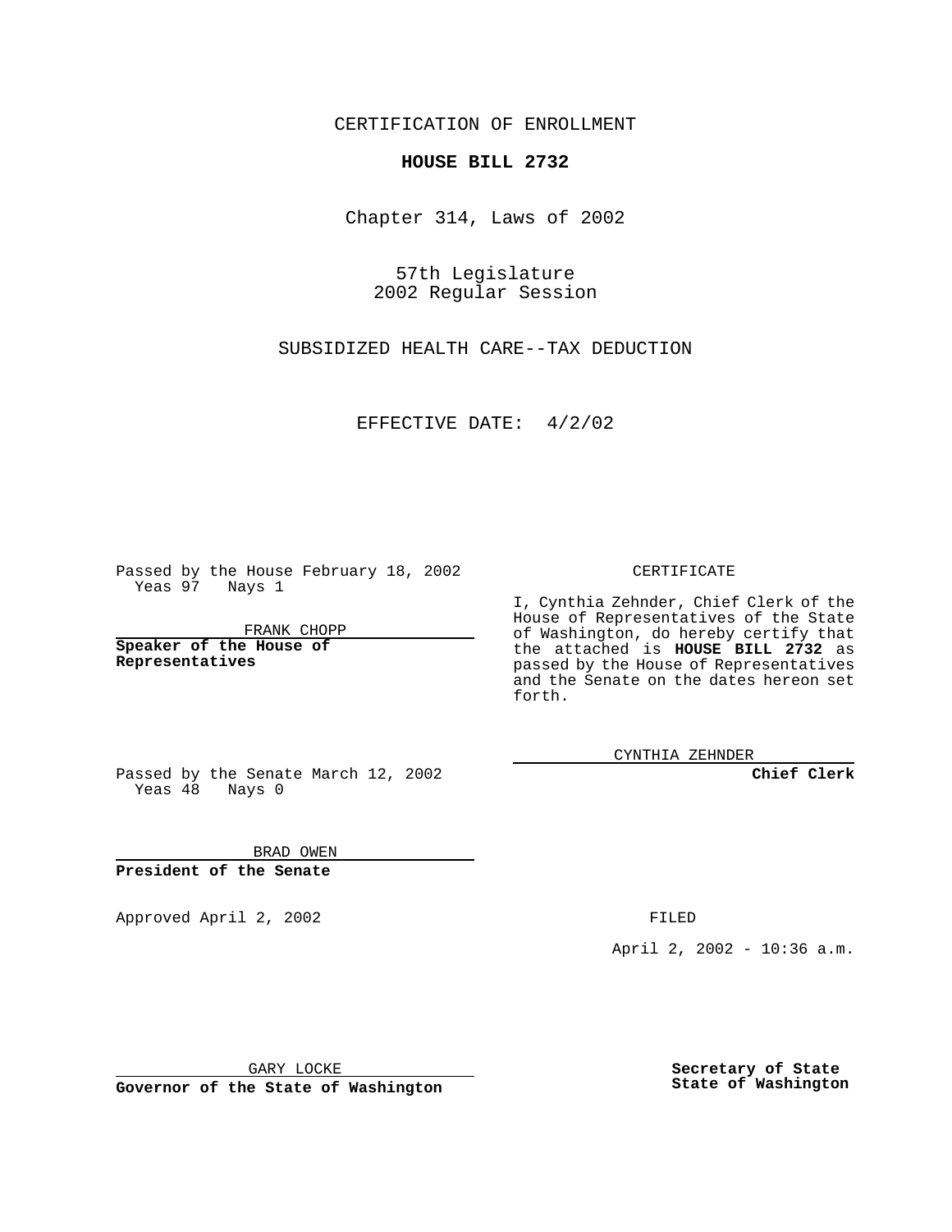CERTIFICATION OF ENROLLMENT

**HOUSE BILL 2732**

Chapter 314, Laws of 2002

57th Legislature
2002 Regular Session

SUBSIDIZED HEALTH CARE--TAX DEDUCTION

EFFECTIVE DATE: 4/2/02

Passed by the House February 18, 2002
Yeas 97 Nays 1

FRANK CHOPP

**Speaker of the House of Representatives**

Passed by the Senate March 12, 2002
Yeas 48 Nays 0

BRAD OWEN

**President of the Senate**

Approved April 2, 2002

GARY LOCKE

**Governor of the State of Washington**

CERTIFICATE

I, Cynthia Zehnder, Chief Clerk of the House of Representatives of the State of Washington, do hereby certify that the attached is **HOUSE BILL 2732** as passed by the House of Representatives and the Senate on the dates hereon set forth.

CYNTHIA ZEHNDER

**Chief Clerk**

FILED

April 2, 2002 - 10:36 a.m.

**Secretary of State**
**State of Washington**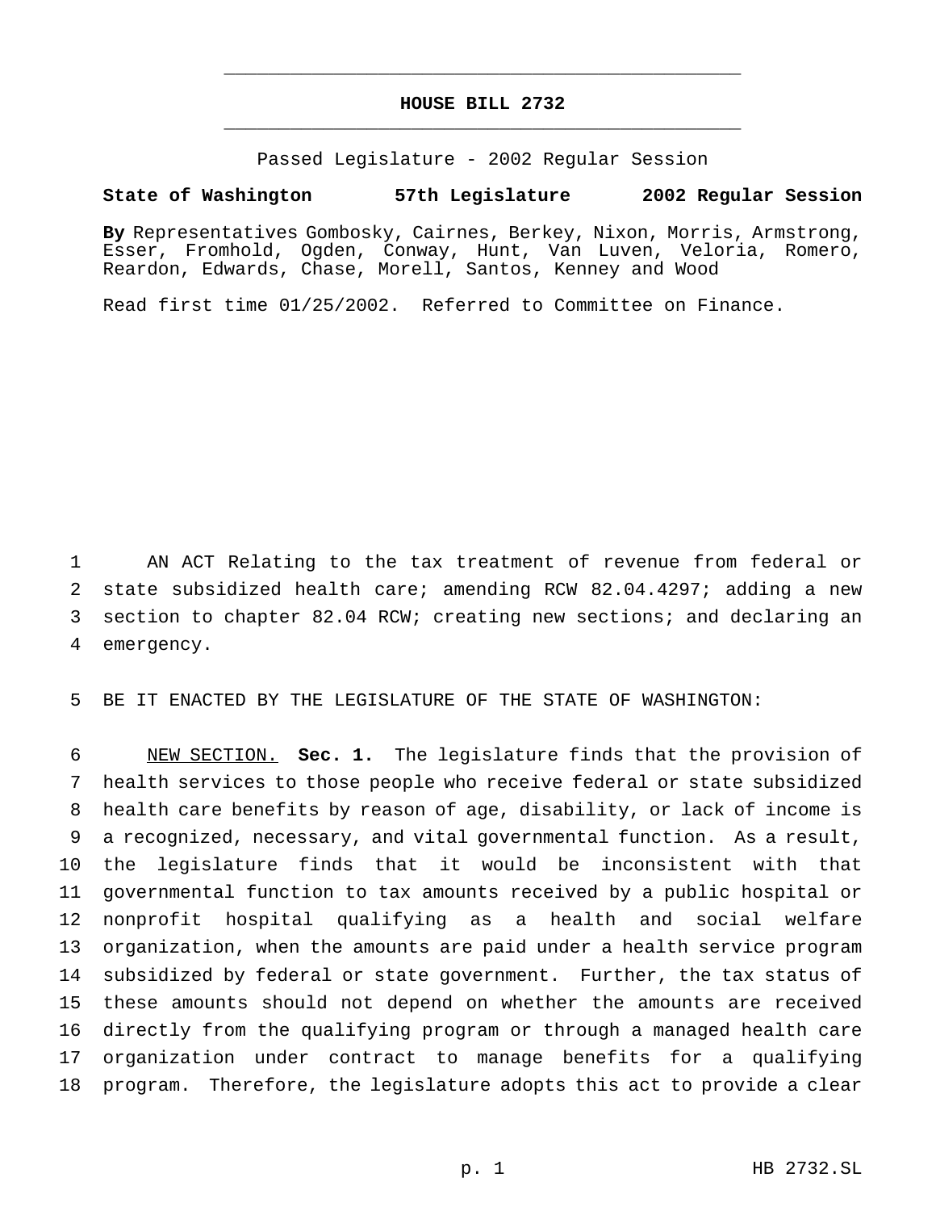# HOUSE BILL 2732

Passed Legislature - 2002 Regular Session

**State of Washington 57th Legislature 2002 Regular Session**

**By** Representatives Gombosky, Cairnes, Berkey, Nixon, Morris, Armstrong, Esser, Fromhold, Ogden, Conway, Hunt, Van Luven, Veloria, Romero, Reardon, Edwards, Chase, Morell, Santos, Kenney and Wood

Read first time 01/25/2002. Referred to Committee on Finance.

AN ACT Relating to the tax treatment of revenue from federal or state subsidized health care; amending RCW 82.04.4297; adding a new section to chapter 82.04 RCW; creating new sections; and declaring an emergency.

BE IT ENACTED BY THE LEGISLATURE OF THE STATE OF WASHINGTON:

NEW SECTION. **Sec. 1.** The legislature finds that the provision of health services to those people who receive federal or state subsidized health care benefits by reason of age, disability, or lack of income is a recognized, necessary, and vital governmental function. As a result, the legislature finds that it would be inconsistent with that governmental function to tax amounts received by a public hospital or nonprofit hospital qualifying as a health and social welfare organization, when the amounts are paid under a health service program subsidized by federal or state government. Further, the tax status of these amounts should not depend on whether the amounts are received directly from the qualifying program or through a managed health care organization under contract to manage benefits for a qualifying program. Therefore, the legislature adopts this act to provide a clear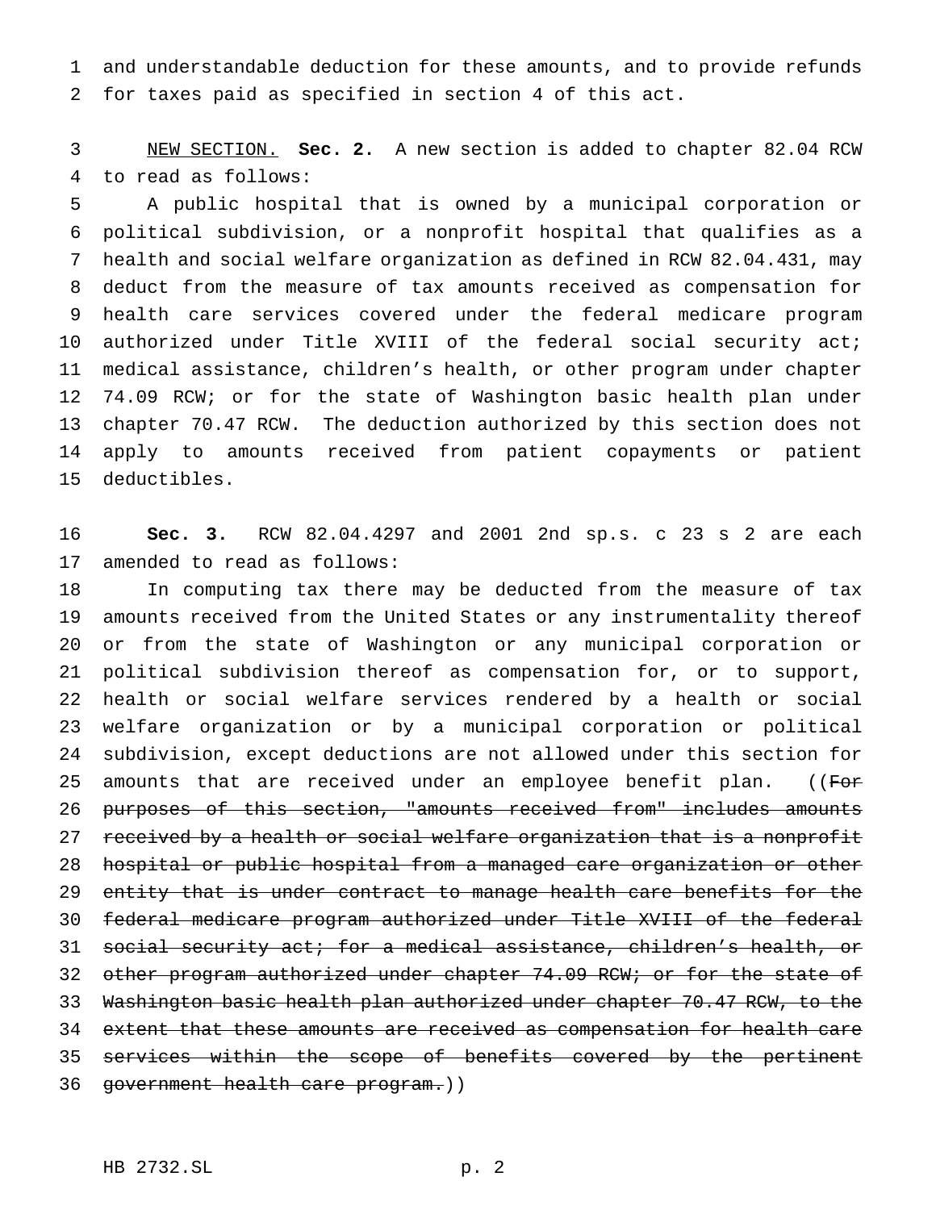and understandable deduction for these amounts, and to provide refunds for taxes paid as specified in section 4 of this act.

NEW SECTION. **Sec. 2.** A new section is added to chapter 82.04 RCW to read as follows:

A public hospital that is owned by a municipal corporation or political subdivision, or a nonprofit hospital that qualifies as a health and social welfare organization as defined in RCW 82.04.431, may deduct from the measure of tax amounts received as compensation for health care services covered under the federal medicare program authorized under Title XVIII of the federal social security act; medical assistance, children's health, or other program under chapter 74.09 RCW; or for the state of Washington basic health plan under chapter 70.47 RCW. The deduction authorized by this section does not apply to amounts received from patient copayments or patient deductibles.

**Sec. 3.** RCW 82.04.4297 and 2001 2nd sp.s. c 23 s 2 are each amended to read as follows:

In computing tax there may be deducted from the measure of tax amounts received from the United States or any instrumentality thereof or from the state of Washington or any municipal corporation or political subdivision thereof as compensation for, or to support, health or social welfare services rendered by a health or social welfare organization or by a municipal corporation or political subdivision, except deductions are not allowed under this section for amounts that are received under an employee benefit plan. ((~~For purposes of this section, "amounts received from" includes amounts received by a health or social welfare organization that is a nonprofit hospital or public hospital from a managed care organization or other entity that is under contract to manage health care benefits for the federal medicare program authorized under Title XVIII of the federal social security act; for a medical assistance, children's health, or other program authorized under chapter 74.09 RCW; or for the state of Washington basic health plan authorized under chapter 70.47 RCW, to the extent that these amounts are received as compensation for health care services within the scope of benefits covered by the pertinent government health care program.~~))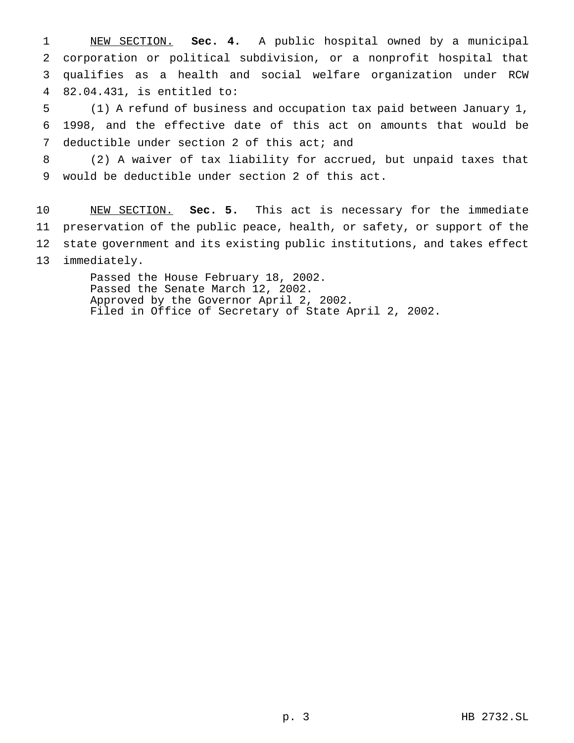NEW SECTION. **Sec. 4.** A public hospital owned by a municipal corporation or political subdivision, or a nonprofit hospital that qualifies as a health and social welfare organization under RCW 82.04.431, is entitled to:

(1) A refund of business and occupation tax paid between January 1, 1998, and the effective date of this act on amounts that would be deductible under section 2 of this act; and

(2) A waiver of tax liability for accrued, but unpaid taxes that would be deductible under section 2 of this act.

NEW SECTION. **Sec. 5.** This act is necessary for the immediate preservation of the public peace, health, or safety, or support of the state government and its existing public institutions, and takes effect immediately.

Passed the House February 18, 2002.
Passed the Senate March 12, 2002.
Approved by the Governor April 2, 2002.
Filed in Office of Secretary of State April 2, 2002.